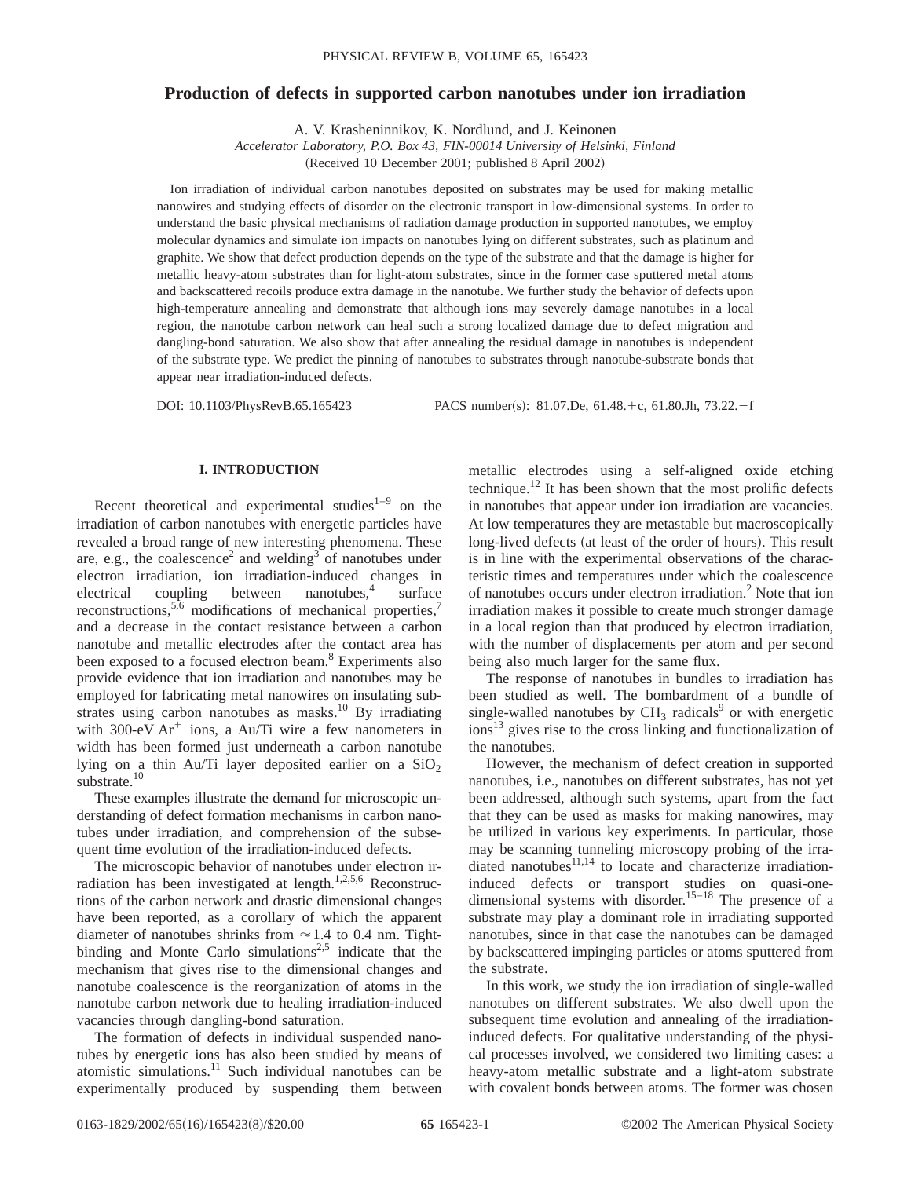# Production of defects in supported carbon nanotubes under ion irradiation

A. V. Krasheninnikov, K. Nordlund, and J. Keinonen

*Accelerator Laboratory, P.O. Box 43, FIN-00014 University of Helsinki, Finland*

(Received 10 December 2001; published 8 April 2002)

Ion irradiation of individual carbon nanotubes deposited on substrates may be used for making metallic nanowires and studying effects of disorder on the electronic transport in low-dimensional systems. In order to understand the basic physical mechanisms of radiation damage production in supported nanotubes, we employ molecular dynamics and simulate ion impacts on nanotubes lying on different substrates, such as platinum and graphite. We show that defect production depends on the type of the substrate and that the damage is higher for metallic heavy-atom substrates than for light-atom substrates, since in the former case sputtered metal atoms and backscattered recoils produce extra damage in the nanotube. We further study the behavior of defects upon high-temperature annealing and demonstrate that although ions may severely damage nanotubes in a local region, the nanotube carbon network can heal such a strong localized damage due to defect migration and dangling-bond saturation. We also show that after annealing the residual damage in nanotubes is independent of the substrate type. We predict the pinning of nanotubes to substrates through nanotube-substrate bonds that appear near irradiation-induced defects.

DOI: 10.1103/PhysRevB.65.165423 PACS number(s): 81.07.De, 61.48.+c, 61.80.Jh, 73.22.−f

## I. INTRODUCTION

Recent theoretical and experimental studies[1–9] on the irradiation of carbon nanotubes with energetic particles have revealed a broad range of new interesting phenomena. These are, e.g., the coalescence[2] and welding[3] of nanotubes under electron irradiation, ion irradiation-induced changes in electrical coupling between nanotubes,[4] surface reconstructions,[5,6] modifications of mechanical properties,[7] and a decrease in the contact resistance between a carbon nanotube and metallic electrodes after the contact area has been exposed to a focused electron beam.[8] Experiments also provide evidence that ion irradiation and nanotubes may be employed for fabricating metal nanowires on insulating substrates using carbon nanotubes as masks.[10] By irradiating with 300-eV $Ar^+$ ions, a Au/Ti wire a few nanometers in width has been formed just underneath a carbon nanotube lying on a thin Au/Ti layer deposited earlier on a $SiO_2$ substrate.[10]

These examples illustrate the demand for microscopic understanding of defect formation mechanisms in carbon nanotubes under irradiation, and comprehension of the subsequent time evolution of the irradiation-induced defects.

The microscopic behavior of nanotubes under electron irradiation has been investigated at length.[1,2,5,6] Reconstructions of the carbon network and drastic dimensional changes have been reported, as a corollary of which the apparent diameter of nanotubes shrinks from $\approx 1.4$ to 0.4 nm. Tight-binding and Monte Carlo simulations[2,5] indicate that the mechanism that gives rise to the dimensional changes and nanotube coalescence is the reorganization of atoms in the nanotube carbon network due to healing irradiation-induced vacancies through dangling-bond saturation.

The formation of defects in individual suspended nanotubes by energetic ions has also been studied by means of atomistic simulations.[11] Such individual nanotubes can be experimentally produced by suspending them between metallic electrodes using a self-aligned oxide etching technique.[12] It has been shown that the most prolific defects in nanotubes that appear under ion irradiation are vacancies. At low temperatures they are metastable but macroscopically long-lived defects (at least of the order of hours). This result is in line with the experimental observations of the characteristic times and temperatures under which the coalescence of nanotubes occurs under electron irradiation.[2] Note that ion irradiation makes it possible to create much stronger damage in a local region than that produced by electron irradiation, with the number of displacements per atom and per second being also much larger for the same flux.

The response of nanotubes in bundles to irradiation has been studied as well. The bombardment of a bundle of single-walled nanotubes by $CH_3$ radicals[9] or with energetic ions[13] gives rise to the cross linking and functionalization of the nanotubes.

However, the mechanism of defect creation in supported nanotubes, i.e., nanotubes on different substrates, has not yet been addressed, although such systems, apart from the fact that they can be used as masks for making nanowires, may be utilized in various key experiments. In particular, those may be scanning tunneling microscopy probing of the irradiated nanotubes[11,14] to locate and characterize irradiation-induced defects or transport studies on quasi-one-dimensional systems with disorder.[15–18] The presence of a substrate may play a dominant role in irradiating supported nanotubes, since in that case the nanotubes can be damaged by backscattered impinging particles or atoms sputtered from the substrate.

In this work, we study the ion irradiation of single-walled nanotubes on different substrates. We also dwell upon the subsequent time evolution and annealing of the irradiation-induced defects. For qualitative understanding of the physical processes involved, we considered two limiting cases: a heavy-atom metallic substrate and a light-atom substrate with covalent bonds between atoms. The former was chosen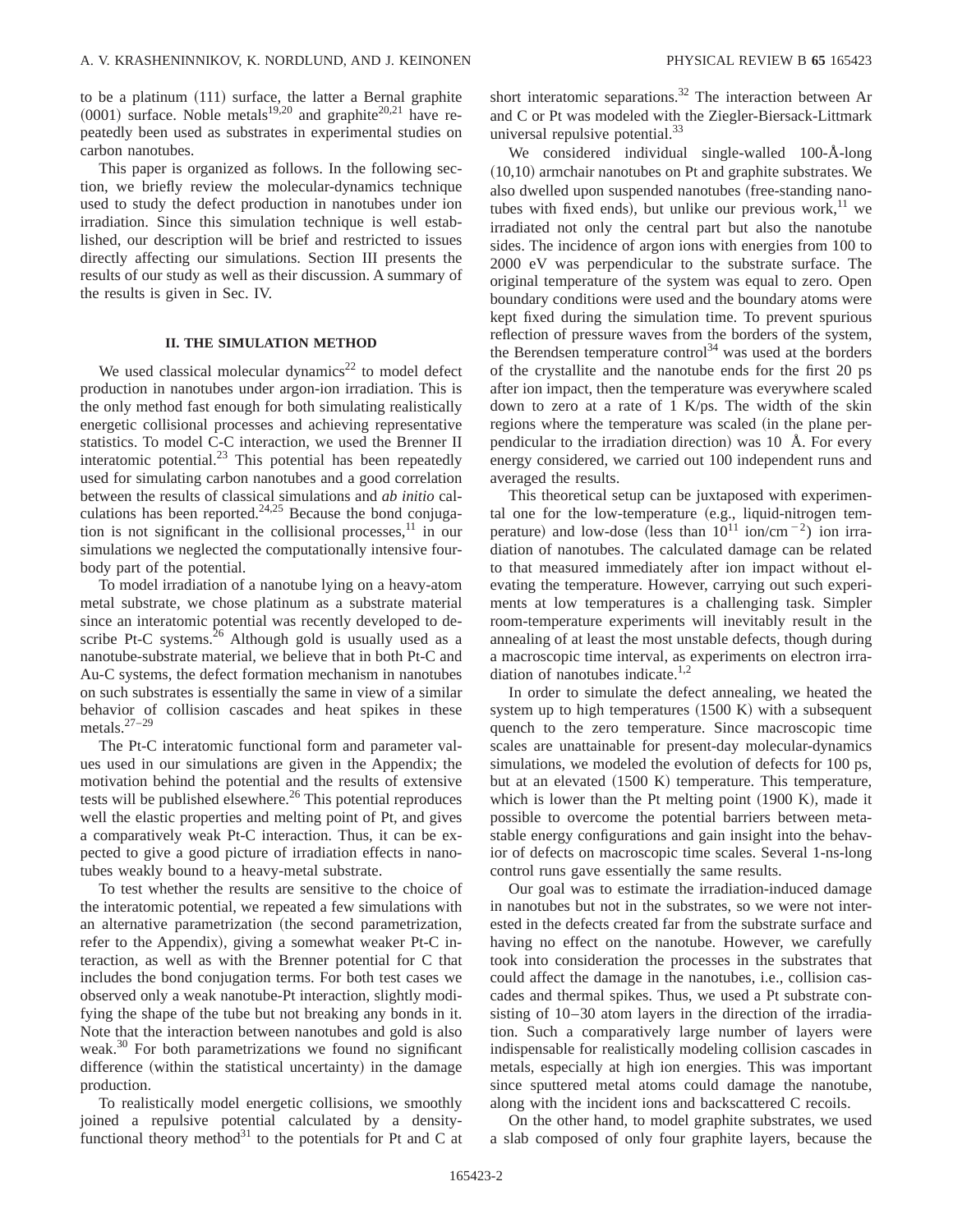to be a platinum (111) surface, the latter a Bernal graphite (0001) surface. Noble metals[19,20] and graphite[20,21] have repeatedly been used as substrates in experimental studies on carbon nanotubes.

This paper is organized as follows. In the following section, we briefly review the molecular-dynamics technique used to study the defect production in nanotubes under ion irradiation. Since this simulation technique is well established, our description will be brief and restricted to issues directly affecting our simulations. Section III presents the results of our study as well as their discussion. A summary of the results is given in Sec. IV.

## II. THE SIMULATION METHOD

We used classical molecular dynamics[22] to model defect production in nanotubes under argon-ion irradiation. This is the only method fast enough for both simulating realistically energetic collisional processes and achieving representative statistics. To model C-C interaction, we used the Brenner II interatomic potential.[23] This potential has been repeatedly used for simulating carbon nanotubes and a good correlation between the results of classical simulations and *ab initio* calculations has been reported.[24,25] Because the bond conjugation is not significant in the collisional processes,[11] in our simulations we neglected the computationally intensive four-body part of the potential.

To model irradiation of a nanotube lying on a heavy-atom metal substrate, we chose platinum as a substrate material since an interatomic potential was recently developed to describe Pt-C systems.[26] Although gold is usually used as a nanotube-substrate material, we believe that in both Pt-C and Au-C systems, the defect formation mechanism in nanotubes on such substrates is essentially the same in view of a similar behavior of collision cascades and heat spikes in these metals.[27–29]

The Pt-C interatomic functional form and parameter values used in our simulations are given in the Appendix; the motivation behind the potential and the results of extensive tests will be published elsewhere.[26] This potential reproduces well the elastic properties and melting point of Pt, and gives a comparatively weak Pt-C interaction. Thus, it can be expected to give a good picture of irradiation effects in nanotubes weakly bound to a heavy-metal substrate.

To test whether the results are sensitive to the choice of the interatomic potential, we repeated a few simulations with an alternative parametrization (the second parametrization, refer to the Appendix), giving a somewhat weaker Pt-C interaction, as well as with the Brenner potential for C that includes the bond conjugation terms. For both test cases we observed only a weak nanotube-Pt interaction, slightly modifying the shape of the tube but not breaking any bonds in it. Note that the interaction between nanotubes and gold is also weak.[30] For both parametrizations we found no significant difference (within the statistical uncertainty) in the damage production.

To realistically model energetic collisions, we smoothly joined a repulsive potential calculated by a density-functional theory method[31] to the potentials for Pt and C at short interatomic separations.[32] The interaction between Ar and C or Pt was modeled with the Ziegler-Biersack-Littmark universal repulsive potential.[33]

We considered individual single-walled 100-Å-long (10,10) armchair nanotubes on Pt and graphite substrates. We also dwelled upon suspended nanotubes (free-standing nanotubes with fixed ends), but unlike our previous work,[11] we irradiated not only the central part but also the nanotube sides. The incidence of argon ions with energies from 100 to 2000 eV was perpendicular to the substrate surface. The original temperature of the system was equal to zero. Open boundary conditions were used and the boundary atoms were kept fixed during the simulation time. To prevent spurious reflection of pressure waves from the borders of the system, the Berendsen temperature control[34] was used at the borders of the crystallite and the nanotube ends for the first 20 ps after ion impact, then the temperature was everywhere scaled down to zero at a rate of 1 K/ps. The width of the skin regions where the temperature was scaled (in the plane perpendicular to the irradiation direction) was 10 Å. For every energy considered, we carried out 100 independent runs and averaged the results.

This theoretical setup can be juxtaposed with experimental one for the low-temperature (e.g., liquid-nitrogen temperature) and low-dose (less than $10^{11}$ ion/cm$^{-2}$) ion irradiation of nanotubes. The calculated damage can be related to that measured immediately after ion impact without elevating the temperature. However, carrying out such experiments at low temperatures is a challenging task. Simpler room-temperature experiments will inevitably result in the annealing of at least the most unstable defects, though during a macroscopic time interval, as experiments on electron irradiation of nanotubes indicate.[1,2]

In order to simulate the defect annealing, we heated the system up to high temperatures (1500 K) with a subsequent quench to the zero temperature. Since macroscopic time scales are unattainable for present-day molecular-dynamics simulations, we modeled the evolution of defects for 100 ps, but at an elevated (1500 K) temperature. This temperature, which is lower than the Pt melting point (1900 K), made it possible to overcome the potential barriers between metastable energy configurations and gain insight into the behavior of defects on macroscopic time scales. Several 1-ns-long control runs gave essentially the same results.

Our goal was to estimate the irradiation-induced damage in nanotubes but not in the substrates, so we were not interested in the defects created far from the substrate surface and having no effect on the nanotube. However, we carefully took into consideration the processes in the substrates that could affect the damage in the nanotubes, i.e., collision cascades and thermal spikes. Thus, we used a Pt substrate consisting of 10–30 atom layers in the direction of the irradiation. Such a comparatively large number of layers were indispensable for realistically modeling collision cascades in metals, especially at high ion energies. This was important since sputtered metal atoms could damage the nanotube, along with the incident ions and backscattered C recoils.

On the other hand, to model graphite substrates, we used a slab composed of only four graphite layers, because the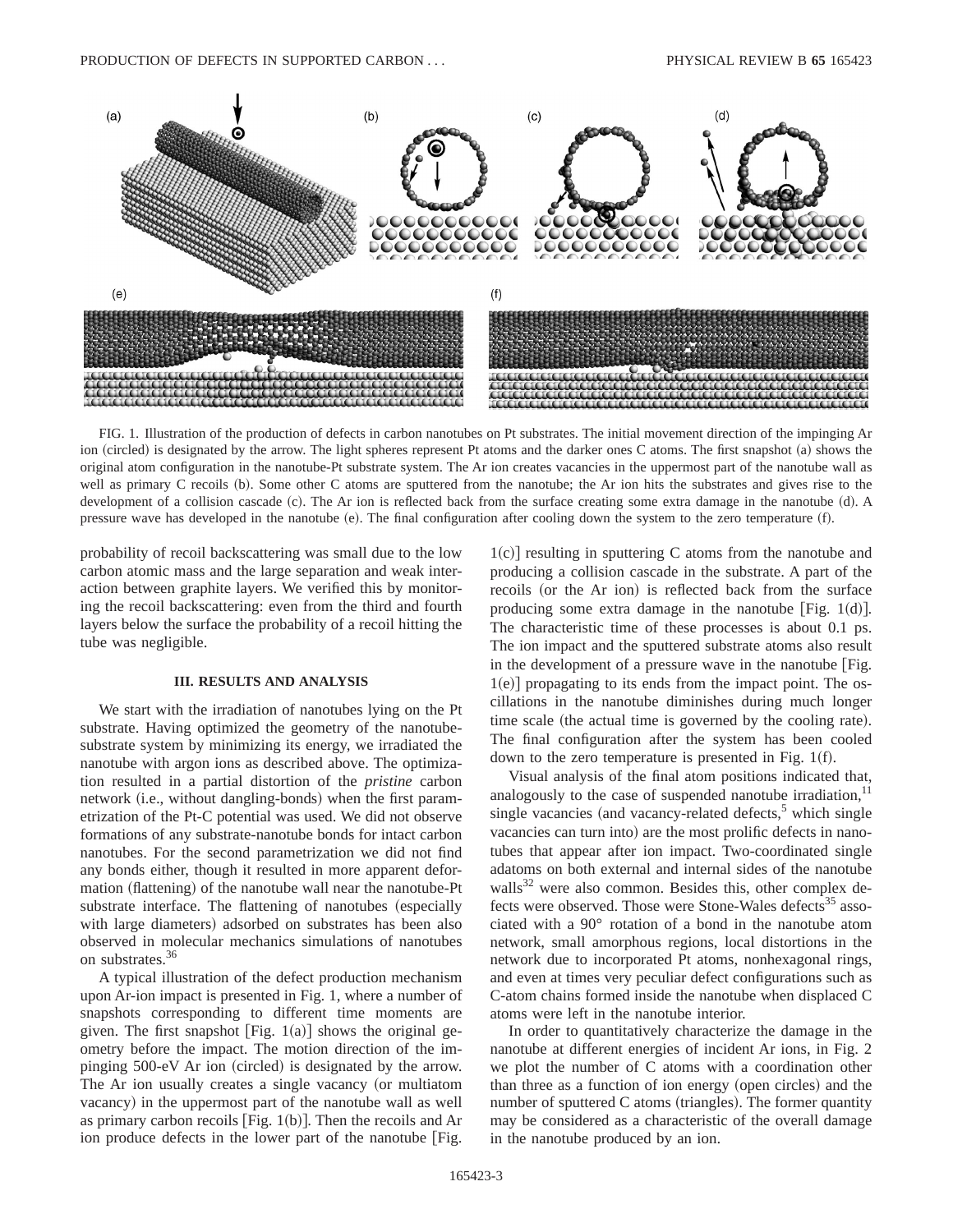FIG. 1. Illustration of the production of defects in carbon nanotubes on Pt substrates. The initial movement direction of the impinging Ar ion (circled) is designated by the arrow. The light spheres represent Pt atoms and the darker ones C atoms. The first snapshot (a) shows the original atom configuration in the nanotube-Pt substrate system. The Ar ion creates vacancies in the uppermost part of the nanotube wall as well as primary C recoils (b). Some other C atoms are sputtered from the nanotube; the Ar ion hits the substrates and gives rise to the development of a collision cascade (c). The Ar ion is reflected back from the surface creating some extra damage in the nanotube (d). A pressure wave has developed in the nanotube (e). The final configuration after cooling down the system to the zero temperature (f).

probability of recoil backscattering was small due to the low carbon atomic mass and the large separation and weak interaction between graphite layers. We verified this by monitoring the recoil backscattering: even from the third and fourth layers below the surface the probability of a recoil hitting the tube was negligible.

## III. RESULTS AND ANALYSIS

We start with the irradiation of nanotubes lying on the Pt substrate. Having optimized the geometry of the nanotube-substrate system by minimizing its energy, we irradiated the nanotube with argon ions as described above. The optimization resulted in a partial distortion of the *pristine* carbon network (i.e., without dangling-bonds) when the first parametrization of the Pt-C potential was used. We did not observe formations of any substrate-nanotube bonds for intact carbon nanotubes. For the second parametrization we did not find any bonds either, though it resulted in more apparent deformation (flattening) of the nanotube wall near the nanotube-Pt substrate interface. The flattening of nanotubes (especially with large diameters) adsorbed on substrates has been also observed in molecular mechanics simulations of nanotubes on substrates.[36]

A typical illustration of the defect production mechanism upon Ar-ion impact is presented in Fig. 1, where a number of snapshots corresponding to different time moments are given. The first snapshot [Fig. 1(a)] shows the original geometry before the impact. The motion direction of the impinging 500-eV Ar ion (circled) is designated by the arrow. The Ar ion usually creates a single vacancy (or multiatom vacancy) in the uppermost part of the nanotube wall as well as primary carbon recoils [Fig. 1(b)]. Then the recoils and Ar ion produce defects in the lower part of the nanotube [Fig. 1(c)] resulting in sputtering C atoms from the nanotube and producing a collision cascade in the substrate. A part of the recoils (or the Ar ion) is reflected back from the surface producing some extra damage in the nanotube [Fig. 1(d)]. The characteristic time of these processes is about 0.1 ps. The ion impact and the sputtered substrate atoms also result in the development of a pressure wave in the nanotube [Fig. 1(e)] propagating to its ends from the impact point. The oscillations in the nanotube diminishes during much longer time scale (the actual time is governed by the cooling rate). The final configuration after the system has been cooled down to the zero temperature is presented in Fig. 1(f).

Visual analysis of the final atom positions indicated that, analogously to the case of suspended nanotube irradiation,[11] single vacancies (and vacancy-related defects,[5] which single vacancies can turn into) are the most prolific defects in nanotubes that appear after ion impact. Two-coordinated single adatoms on both external and internal sides of the nanotube walls[32] were also common. Besides this, other complex defects were observed. Those were Stone-Wales defects[35] associated with a 90° rotation of a bond in the nanotube atom network, small amorphous regions, local distortions in the network due to incorporated Pt atoms, nonhexagonal rings, and even at times very peculiar defect configurations such as C-atom chains formed inside the nanotube when displaced C atoms were left in the nanotube interior.

In order to quantitatively characterize the damage in the nanotube at different energies of incident Ar ions, in Fig. 2 we plot the number of C atoms with a coordination other than three as a function of ion energy (open circles) and the number of sputtered C atoms (triangles). The former quantity may be considered as a characteristic of the overall damage in the nanotube produced by an ion.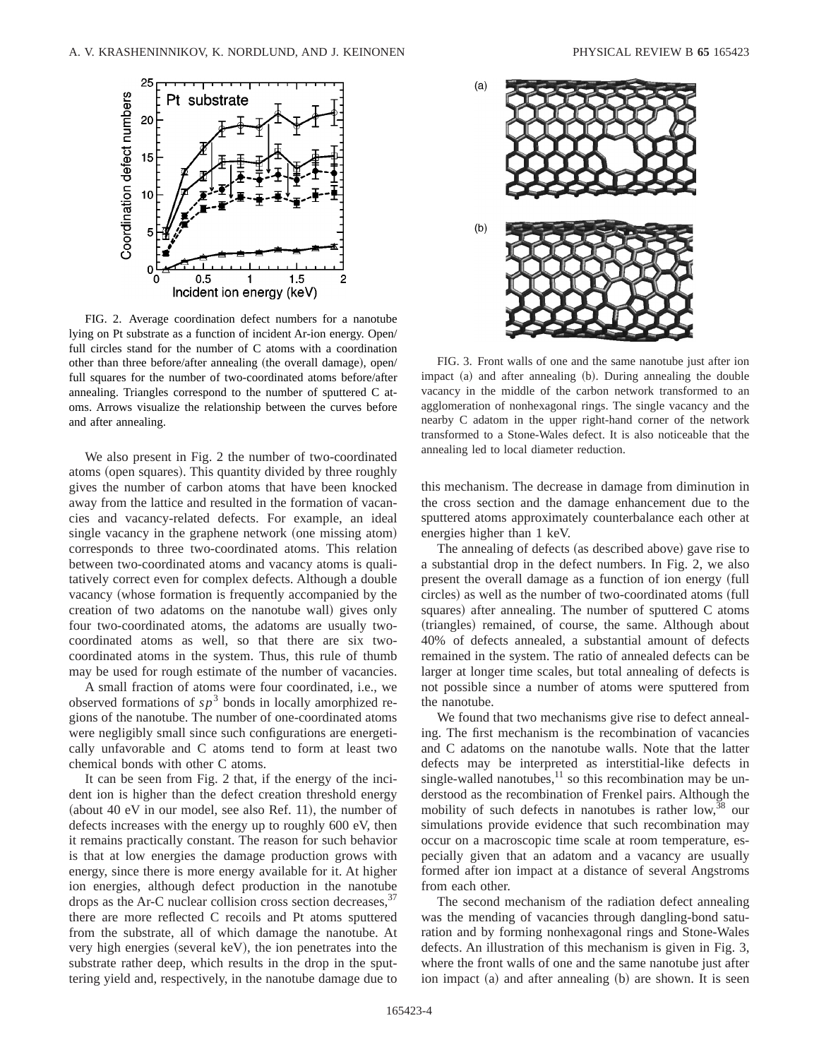FIG. 2. Average coordination defect numbers for a nanotube lying on Pt substrate as a function of incident Ar-ion energy. Open/full circles stand for the number of C atoms with a coordination other than three before/after annealing (the overall damage), open/full squares for the number of two-coordinated atoms before/after annealing. Triangles correspond to the number of sputtered C atoms. Arrows visualize the relationship between the curves before and after annealing.

FIG. 3. Front walls of one and the same nanotube just after ion impact (a) and after annealing (b). During annealing the double vacancy in the middle of the carbon network transformed to an agglomeration of nonhexagonal rings. The single vacancy and the nearby C adatom in the upper right-hand corner of the network transformed to a Stone-Wales defect. It is also noticeable that the annealing led to local diameter reduction.

We also present in Fig. 2 the number of two-coordinated atoms (open squares). This quantity divided by three roughly gives the number of carbon atoms that have been knocked away from the lattice and resulted in the formation of vacancies and vacancy-related defects. For example, an ideal single vacancy in the graphene network (one missing atom) corresponds to three two-coordinated atoms. This relation between two-coordinated atoms and vacancy atoms is qualitatively correct even for complex defects. Although a double vacancy (whose formation is frequently accompanied by the creation of two adatoms on the nanotube wall) gives only four two-coordinated atoms, the adatoms are usually two-coordinated atoms as well, so that there are six two-coordinated atoms in the system. Thus, this rule of thumb may be used for rough estimate of the number of vacancies.

A small fraction of atoms were four coordinated, i.e., we observed formations of $sp^3$ bonds in locally amorphized regions of the nanotube. The number of one-coordinated atoms were negligibly small since such configurations are energetically unfavorable and C atoms tend to form at least two chemical bonds with other C atoms.

It can be seen from Fig. 2 that, if the energy of the incident ion is higher than the defect creation threshold energy (about 40 eV in our model, see also Ref. 11), the number of defects increases with the energy up to roughly 600 eV, then it remains practically constant. The reason for such behavior is that at low energies the damage production grows with energy, since there is more energy available for it. At higher ion energies, although defect production in the nanotube drops as the Ar-C nuclear collision cross section decreases,[37] there are more reflected C recoils and Pt atoms sputtered from the substrate, all of which damage the nanotube. At very high energies (several keV), the ion penetrates into the substrate rather deep, which results in the drop in the sputtering yield and, respectively, in the nanotube damage due to this mechanism. The decrease in damage from diminution in the cross section and the damage enhancement due to the sputtered atoms approximately counterbalance each other at energies higher than 1 keV.

The annealing of defects (as described above) gave rise to a substantial drop in the defect numbers. In Fig. 2, we also present the overall damage as a function of ion energy (full circles) as well as the number of two-coordinated atoms (full squares) after annealing. The number of sputtered C atoms (triangles) remained, of course, the same. Although about 40% of defects annealed, a substantial amount of defects remained in the system. The ratio of annealed defects can be larger at longer time scales, but total annealing of defects is not possible since a number of atoms were sputtered from the nanotube.

We found that two mechanisms give rise to defect annealing. The first mechanism is the recombination of vacancies and C adatoms on the nanotube walls. Note that the latter defects may be interpreted as interstitial-like defects in single-walled nanotubes,[11] so this recombination may be understood as the recombination of Frenkel pairs. Although the mobility of such defects in nanotubes is rather low,[38] our simulations provide evidence that such recombination may occur on a macroscopic time scale at room temperature, especially given that an adatom and a vacancy are usually formed after ion impact at a distance of several Angstroms from each other.

The second mechanism of the radiation defect annealing was the mending of vacancies through dangling-bond saturation and by forming nonhexagonal rings and Stone-Wales defects. An illustration of this mechanism is given in Fig. 3, where the front walls of one and the same nanotube just after ion impact (a) and after annealing (b) are shown. It is seen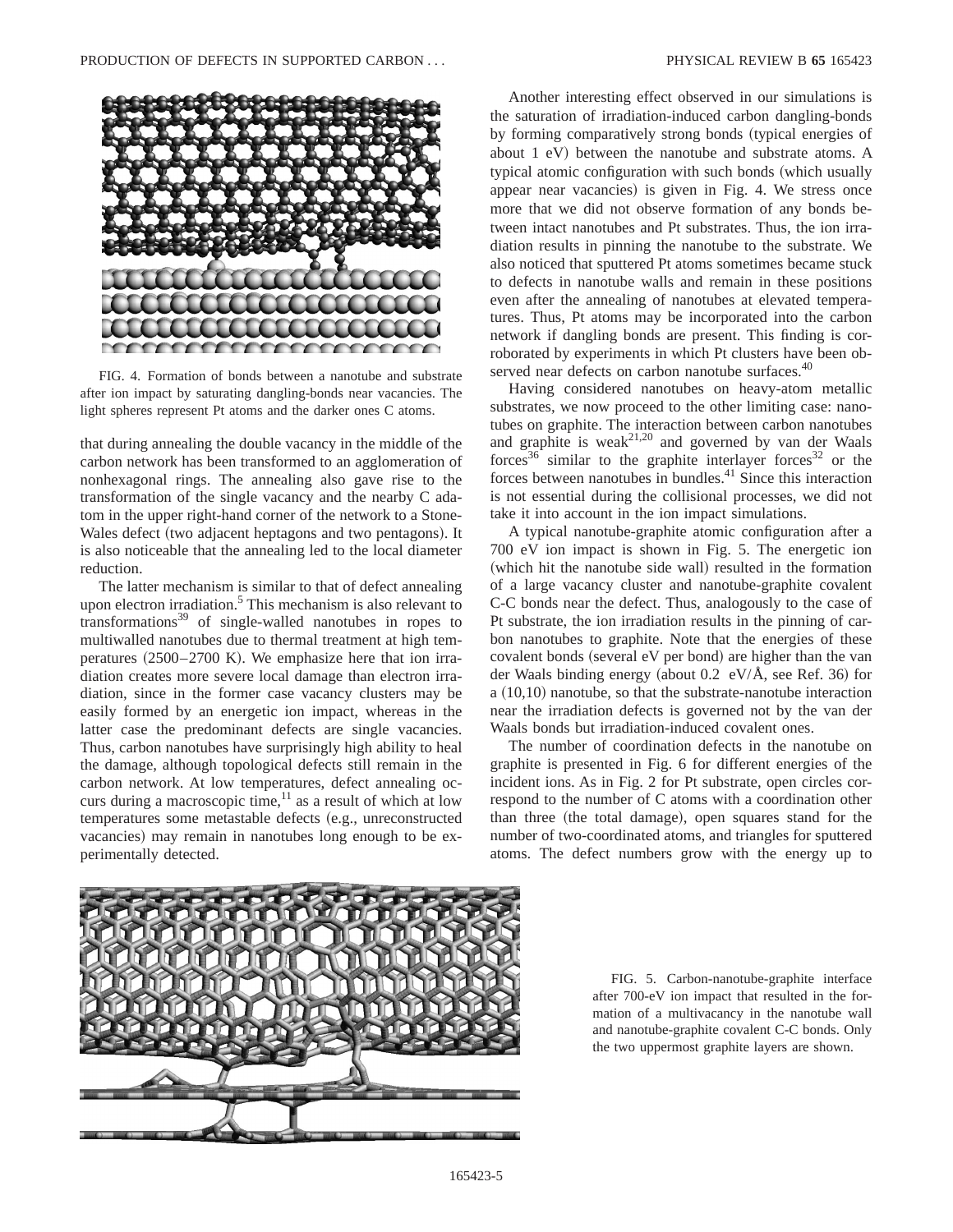FIG. 4. Formation of bonds between a nanotube and substrate after ion impact by saturating dangling-bonds near vacancies. The light spheres represent Pt atoms and the darker ones C atoms.

that during annealing the double vacancy in the middle of the carbon network has been transformed to an agglomeration of nonhexagonal rings. The annealing also gave rise to the transformation of the single vacancy and the nearby C adatom in the upper right-hand corner of the network to a Stone-Wales defect (two adjacent heptagons and two pentagons). It is also noticeable that the annealing led to the local diameter reduction.

The latter mechanism is similar to that of defect annealing upon electron irradiation.[5] This mechanism is also relevant to transformations[39] of single-walled nanotubes in ropes to multiwalled nanotubes due to thermal treatment at high temperatures (2500–2700 K). We emphasize here that ion irradiation creates more severe local damage than electron irradiation, since in the former case vacancy clusters may be easily formed by an energetic ion impact, whereas in the latter case the predominant defects are single vacancies. Thus, carbon nanotubes have surprisingly high ability to heal the damage, although topological defects still remain in the carbon network. At low temperatures, defect annealing occurs during a macroscopic time,[11] as a result of which at low temperatures some metastable defects (e.g., unreconstructed vacancies) may remain in nanotubes long enough to be experimentally detected.

Another interesting effect observed in our simulations is the saturation of irradiation-induced carbon dangling-bonds by forming comparatively strong bonds (typical energies of about 1 eV) between the nanotube and substrate atoms. A typical atomic configuration with such bonds (which usually appear near vacancies) is given in Fig. 4. We stress once more that we did not observe formation of any bonds between intact nanotubes and Pt substrates. Thus, the ion irradiation results in pinning the nanotube to the substrate. We also noticed that sputtered Pt atoms sometimes became stuck to defects in nanotube walls and remain in these positions even after the annealing of nanotubes at elevated temperatures. Thus, Pt atoms may be incorporated into the carbon network if dangling bonds are present. This finding is corroborated by experiments in which Pt clusters have been observed near defects on carbon nanotube surfaces.[40]

Having considered nanotubes on heavy-atom metallic substrates, we now proceed to the other limiting case: nanotubes on graphite. The interaction between carbon nanotubes and graphite is weak[21,20] and governed by van der Waals forces[36] similar to the graphite interlayer forces[32] or the forces between nanotubes in bundles.[41] Since this interaction is not essential during the collisional processes, we did not take it into account in the ion impact simulations.

A typical nanotube-graphite atomic configuration after a 700 eV ion impact is shown in Fig. 5. The energetic ion (which hit the nanotube side wall) resulted in the formation of a large vacancy cluster and nanotube-graphite covalent C-C bonds near the defect. Thus, analogously to the case of Pt substrate, the ion irradiation results in the pinning of carbon nanotubes to graphite. Note that the energies of these covalent bonds (several eV per bond) are higher than the van der Waals binding energy (about 0.2 eV/Å, see Ref. 36) for a (10,10) nanotube, so that the substrate-nanotube interaction near the irradiation defects is governed not by the van der Waals bonds but irradiation-induced covalent ones.

The number of coordination defects in the nanotube on graphite is presented in Fig. 6 for different energies of the incident ions. As in Fig. 2 for Pt substrate, open circles correspond to the number of C atoms with a coordination other than three (the total damage), open squares stand for the number of two-coordinated atoms, and triangles for sputtered atoms. The defect numbers grow with the energy up to

FIG. 5. Carbon-nanotube-graphite interface after 700-eV ion impact that resulted in the formation of a multivacancy in the nanotube wall and nanotube-graphite covalent C-C bonds. Only the two uppermost graphite layers are shown.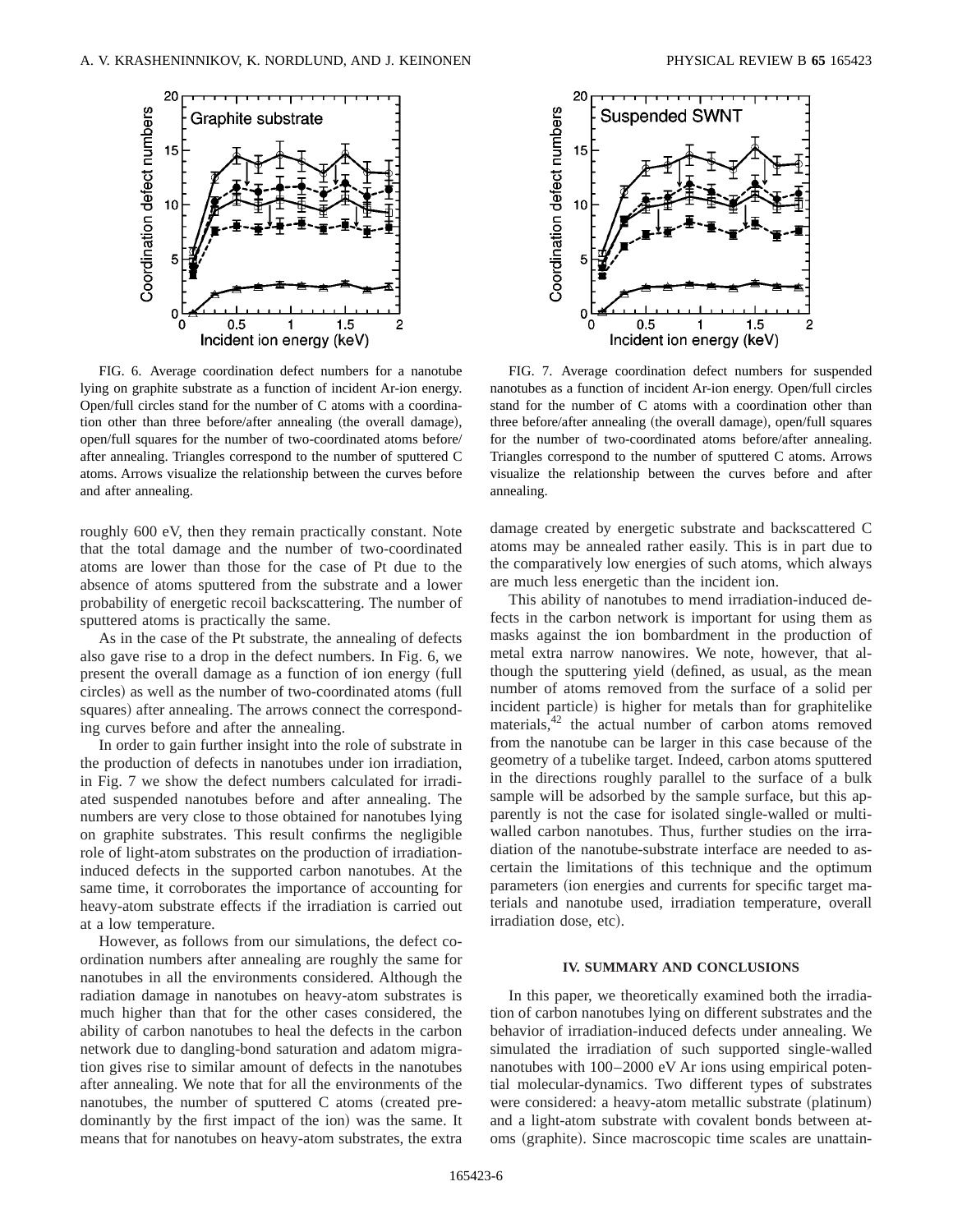Graphite substrate

Coordination defect numbers

Incident ion energy (keV)

0 0.5 1 1.5 2

0 5 10 15 20

FIG. 6. Average coordination defect numbers for a nanotube lying on graphite substrate as a function of incident Ar-ion energy. Open/full circles stand for the number of C atoms with a coordination other than three before/after annealing (the overall damage), open/full squares for the number of two-coordinated atoms before/after annealing. Triangles correspond to the number of sputtered C atoms. Arrows visualize the relationship between the curves before and after annealing.

Suspended SWNT

Coordination defect numbers

Incident ion energy (keV)

0 0.5 1 1.5 2

0 5 10 15 20

FIG. 7. Average coordination defect numbers for suspended nanotubes as a function of incident Ar-ion energy. Open/full circles stand for the number of C atoms with a coordination other than three before/after annealing (the overall damage), open/full squares for the number of two-coordinated atoms before/after annealing. Triangles correspond to the number of sputtered C atoms. Arrows visualize the relationship between the curves before and after annealing.

roughly 600 eV, then they remain practically constant. Note that the total damage and the number of two-coordinated atoms are lower than those for the case of Pt due to the absence of atoms sputtered from the substrate and a lower probability of energetic recoil backscattering. The number of sputtered atoms is practically the same.

As in the case of the Pt substrate, the annealing of defects also gave rise to a drop in the defect numbers. In Fig. 6, we present the overall damage as a function of ion energy (full circles) as well as the number of two-coordinated atoms (full squares) after annealing. The arrows connect the corresponding curves before and after the annealing.

In order to gain further insight into the role of substrate in the production of defects in nanotubes under ion irradiation, in Fig. 7 we show the defect numbers calculated for irradiated suspended nanotubes before and after annealing. The numbers are very close to those obtained for nanotubes lying on graphite substrates. This result confirms the negligible role of light-atom substrates on the production of irradiation-induced defects in the supported carbon nanotubes. At the same time, it corroborates the importance of accounting for heavy-atom substrate effects if the irradiation is carried out at a low temperature.

However, as follows from our simulations, the defect coordination numbers after annealing are roughly the same for nanotubes in all the environments considered. Although the radiation damage in nanotubes on heavy-atom substrates is much higher than that for the other cases considered, the ability of carbon nanotubes to heal the defects in the carbon network due to dangling-bond saturation and adatom migration gives rise to similar amount of defects in the nanotubes after annealing. We note that for all the environments of the nanotubes, the number of sputtered C atoms (created predominantly by the first impact of the ion) was the same. It means that for nanotubes on heavy-atom substrates, the extra damage created by energetic substrate and backscattered C atoms may be annealed rather easily. This is in part due to the comparatively low energies of such atoms, which always are much less energetic than the incident ion.

This ability of nanotubes to mend irradiation-induced defects in the carbon network is important for using them as masks against the ion bombardment in the production of metal extra narrow nanowires. We note, however, that although the sputtering yield (defined, as usual, as the mean number of atoms removed from the surface of a solid per incident particle) is higher for metals than for graphitelike materials,[42] the actual number of carbon atoms removed from the nanotube can be larger in this case because of the geometry of a tubelike target. Indeed, carbon atoms sputtered in the directions roughly parallel to the surface of a bulk sample will be adsorbed by the sample surface, but this apparently is not the case for isolated single-walled or multiwalled carbon nanotubes. Thus, further studies on the irradiation of the nanotube-substrate interface are needed to ascertain the limitations of this technique and the optimum parameters (ion energies and currents for specific target materials and nanotube used, irradiation temperature, overall irradiation dose, etc).

## IV. SUMMARY AND CONCLUSIONS

In this paper, we theoretically examined both the irradiation of carbon nanotubes lying on different substrates and the behavior of irradiation-induced defects under annealing. We simulated the irradiation of such supported single-walled nanotubes with 100–2000 eV Ar ions using empirical potential molecular-dynamics. Two different types of substrates were considered: a heavy-atom metallic substrate (platinum) and a light-atom substrate with covalent bonds between atoms (graphite). Since macroscopic time scales are unattain-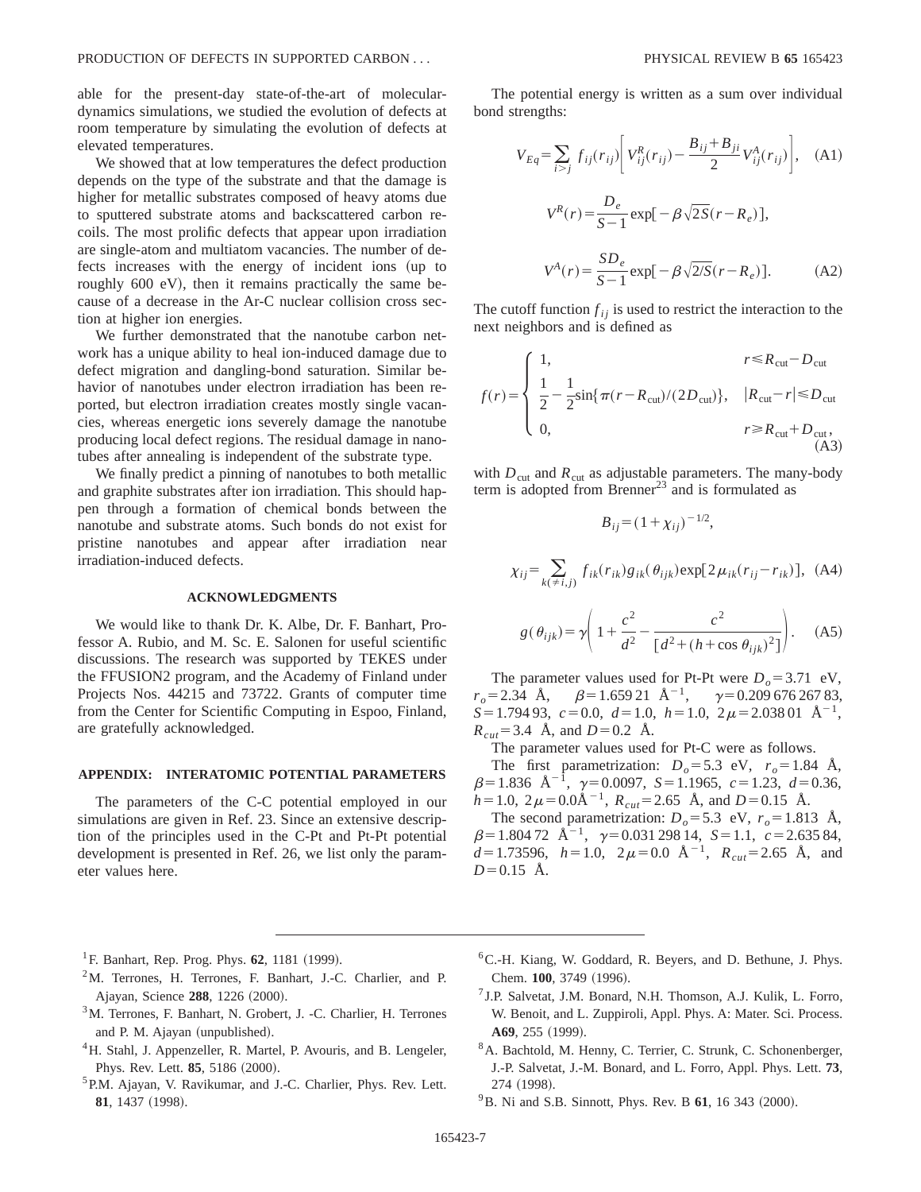able for the present-day state-of-the-art of molecular-dynamics simulations, we studied the evolution of defects at room temperature by simulating the evolution of defects at elevated temperatures.

We showed that at low temperatures the defect production depends on the type of the substrate and that the damage is higher for metallic substrates composed of heavy atoms due to sputtered substrate atoms and backscattered carbon recoils. The most prolific defects that appear upon irradiation are single-atom and multiatom vacancies. The number of defects increases with the energy of incident ions (up to roughly 600 eV), then it remains practically the same because of a decrease in the Ar-C nuclear collision cross section at higher ion energies.

We further demonstrated that the nanotube carbon network has a unique ability to heal ion-induced damage due to defect migration and dangling-bond saturation. Similar behavior of nanotubes under electron irradiation has been reported, but electron irradiation creates mostly single vacancies, whereas energetic ions severely damage the nanotube producing local defect regions. The residual damage in nanotubes after annealing is independent of the substrate type.

We finally predict a pinning of nanotubes to both metallic and graphite substrates after ion irradiation. This should happen through a formation of chemical bonds between the nanotube and substrate atoms. Such bonds do not exist for pristine nanotubes and appear after irradiation near irradiation-induced defects.

## ACKNOWLEDGMENTS

We would like to thank Dr. K. Albe, Dr. F. Banhart, Professor A. Rubio, and M. Sc. E. Salonen for useful scientific discussions. The research was supported by TEKES under the FFUSION2 program, and the Academy of Finland under Projects Nos. 44215 and 73722. Grants of computer time from the Center for Scientific Computing in Espoo, Finland, are gratefully acknowledged.

## APPENDIX: INTERATOMIC POTENTIAL PARAMETERS

The parameters of the C-C potential employed in our simulations are given in Ref. 23. Since an extensive description of the principles used in the C-Pt and Pt-Pt potential development is presented in Ref. 26, we list only the parameter values here.

The potential energy is written as a sum over individual bond strengths:

$$V_{Eq}=\sum_{i>j} f_{ij}(r_{ij})\left[V_{ij}^{R}(r_{ij})-\frac{B_{ij}+B_{ji}}{2}V_{ij}^{A}(r_{ij})\right], \quad \text{(A1)}$$

$$V^{R}(r)=\frac{D_e}{S-1}\exp[-\beta\sqrt{2S}(r-R_e)],$$

$$V^{A}(r)=\frac{SD_e}{S-1}\exp[-\beta\sqrt{2/S}(r-R_e)]. \quad \text{(A2)}$$

The cutoff function $f_{ij}$ is used to restrict the interaction to the next neighbors and is defined as

$$f(r)=\begin{cases} 1, & r\leqslant R_{\mathrm{cut}}-D_{\mathrm{cut}} \\ \frac{1}{2}-\frac{1}{2}\sin\{\pi(r-R_{\mathrm{cut}})/(2D_{\mathrm{cut}})\}, & |R_{\mathrm{cut}}-r|\leqslant D_{\mathrm{cut}} \\ 0, & r\geqslant R_{\mathrm{cut}}+D_{\mathrm{cut}}, \end{cases} \quad \text{(A3)}$$

with $D_{\mathrm{cut}}$ and $R_{\mathrm{cut}}$ as adjustable parameters. The many-body term is adopted from Brenner[23] and is formulated as

$$B_{ij}=(1+\chi_{ij})^{-1/2},$$

$$\chi_{ij}=\sum_{k(\neq i,j)} f_{ik}(r_{ik})g_{ik}(\theta_{ijk})\exp[2\mu_{ik}(r_{ij}-r_{ik})], \quad \text{(A4)}$$

$$g(\theta_{ijk})=\gamma\left(1+\frac{c^2}{d^2}-\frac{c^2}{[d^2+(h+\cos\theta_{ijk})^2]}\right). \quad \text{(A5)}$$

The parameter values used for Pt-Pt were $D_o=3.71$ eV, $r_o=2.34$ Å, $\beta=1.659\,21$ Å$^{-1}$, $\gamma=0.209\,676\,267\,83$, $S=1.794\,93$, $c=0.0$, $d=1.0$, $h=1.0$, $2\mu=2.038\,01$ Å$^{-1}$, $R_{cut}=3.4$ Å, and $D=0.2$ Å.

The parameter values used for Pt-C were as follows.

The first parametrization: $D_o=5.3$ eV, $r_o=1.84$ Å, $\beta=1.836$ Å$^{-1}$, $\gamma=0.0097$, $S=1.1965$, $c=1.23$, $d=0.36$, $h=1.0$, $2\mu=0.0$Å$^{-1}$, $R_{cut}=2.65$ Å, and $D=0.15$ Å.

The second parametrization: $D_o=5.3$ eV, $r_o=1.813$ Å, $\beta=1.804\,72$ Å$^{-1}$, $\gamma=0.031\,298\,14$, $S=1.1$, $c=2.635\,84$, $d=1.73596$, $h=1.0$, $2\mu=0.0$ Å$^{-1}$, $R_{cut}=2.65$ Å, and $D=0.15$ Å.

---

[1] F. Banhart, Rep. Prog. Phys. **62**, 1181 (1999).

[2] M. Terrones, H. Terrones, F. Banhart, J.-C. Charlier, and P. Ajayan, Science **288**, 1226 (2000).

[3] M. Terrones, F. Banhart, N. Grobert, J. -C. Charlier, H. Terrones and P. M. Ajayan (unpublished).

[4] H. Stahl, J. Appenzeller, R. Martel, P. Avouris, and B. Lengeler, Phys. Rev. Lett. **85**, 5186 (2000).

[5] P.M. Ajayan, V. Ravikumar, and J.-C. Charlier, Phys. Rev. Lett. **81**, 1437 (1998).

[6] C.-H. Kiang, W. Goddard, R. Beyers, and D. Bethune, J. Phys. Chem. **100**, 3749 (1996).

[7] J.P. Salvetat, J.M. Bonard, N.H. Thomson, A.J. Kulik, L. Forro, W. Benoit, and L. Zuppiroli, Appl. Phys. A: Mater. Sci. Process. **A69**, 255 (1999).

[8] A. Bachtold, M. Henny, C. Terrier, C. Strunk, C. Schonenberger, J.-P. Salvetat, J.-M. Bonard, and L. Forro, Appl. Phys. Lett. **73**, 274 (1998).

[9] B. Ni and S.B. Sinnott, Phys. Rev. B **61**, 16 343 (2000).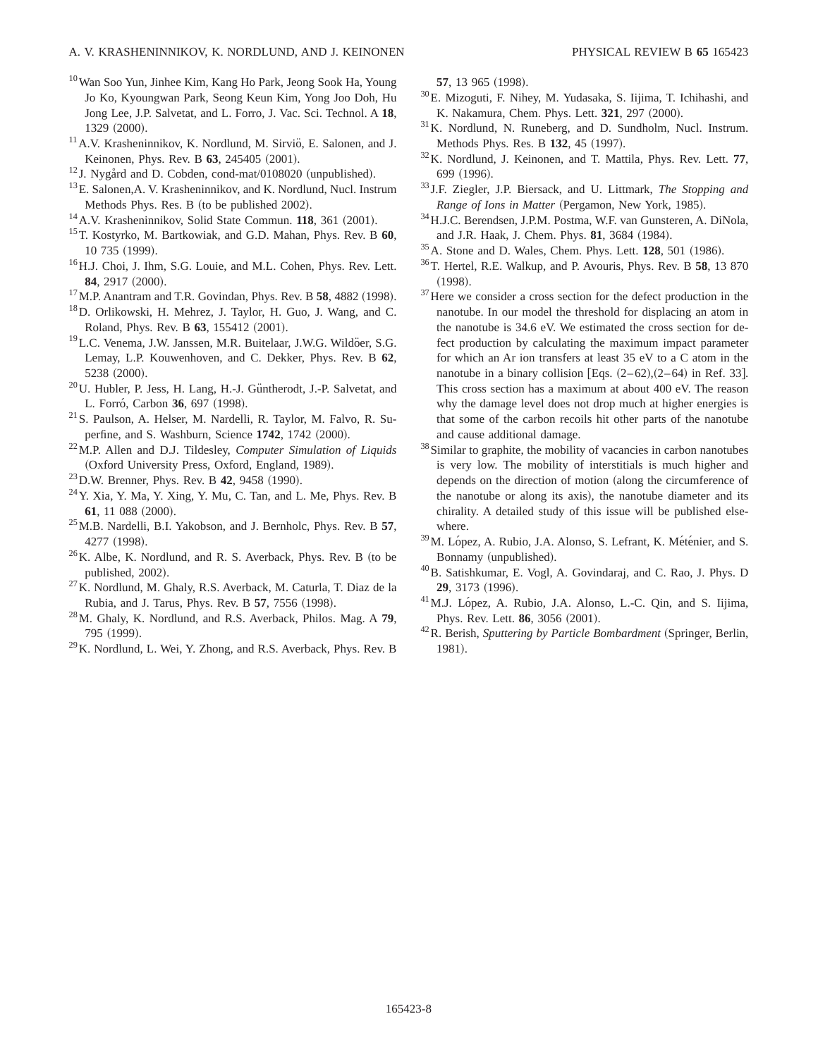[10] Wan Soo Yun, Jinhee Kim, Kang Ho Park, Jeong Sook Ha, Young Jo Ko, Kyoungwan Park, Seong Keun Kim, Yong Joo Doh, Hu Jong Lee, J.P. Salvetat, and L. Forro, J. Vac. Sci. Technol. A **18**, 1329 (2000).

[11] A.V. Krasheninnikov, K. Nordlund, M. Sirviö, E. Salonen, and J. Keinonen, Phys. Rev. B **63**, 245405 (2001).

[12] J. Nygård and D. Cobden, cond-mat/0108020 (unpublished).

[13] E. Salonen, A.V. Krasheninnikov, and K. Nordlund, Nucl. Instrum Methods Phys. Res. B (to be published 2002).

[14] A.V. Krasheninnikov, Solid State Commun. **118**, 361 (2001).

[15] T. Kostyrko, M. Bartkowiak, and G.D. Mahan, Phys. Rev. B **60**, 10 735 (1999).

[16] H.J. Choi, J. Ihm, S.G. Louie, and M.L. Cohen, Phys. Rev. Lett. **84**, 2917 (2000).

[17] M.P. Anantram and T.R. Govindan, Phys. Rev. B **58**, 4882 (1998).

[18] D. Orlikowski, H. Mehrez, J. Taylor, H. Guo, J. Wang, and C. Roland, Phys. Rev. B **63**, 155412 (2001).

[19] L.C. Venema, J.W. Janssen, M.R. Buitelaar, J.W.G. Wildöer, S.G. Lemay, L.P. Kouwenhoven, and C. Dekker, Phys. Rev. B **62**, 5238 (2000).

[20] U. Hubler, P. Jess, H. Lang, H.-J. Güntherodt, J.-P. Salvetat, and L. Forró, Carbon **36**, 697 (1998).

[21] S. Paulson, A. Helser, M. Nardelli, R. Taylor, M. Falvo, R. Superfine, and S. Washburn, Science **1742**, 1742 (2000).

[22] M.P. Allen and D.J. Tildesley, *Computer Simulation of Liquids* (Oxford University Press, Oxford, England, 1989).

[23] D.W. Brenner, Phys. Rev. B **42**, 9458 (1990).

[24] Y. Xia, Y. Ma, Y. Xing, Y. Mu, C. Tan, and L. Me, Phys. Rev. B **61**, 11 088 (2000).

[25] M.B. Nardelli, B.I. Yakobson, and J. Bernholc, Phys. Rev. B **57**, 4277 (1998).

[26] K. Albe, K. Nordlund, and R. S. Averback, Phys. Rev. B (to be published, 2002).

[27] K. Nordlund, M. Ghaly, R.S. Averback, M. Caturla, T. Diaz de la Rubia, and J. Tarus, Phys. Rev. B **57**, 7556 (1998).

[28] M. Ghaly, K. Nordlund, and R.S. Averback, Philos. Mag. A **79**, 795 (1999).

[29] K. Nordlund, L. Wei, Y. Zhong, and R.S. Averback, Phys. Rev. B **57**, 13 965 (1998).

[30] E. Mizoguti, F. Nihey, M. Yudasaka, S. Iijima, T. Ichihashi, and K. Nakamura, Chem. Phys. Lett. **321**, 297 (2000).

[31] K. Nordlund, N. Runeberg, and D. Sundholm, Nucl. Instrum. Methods Phys. Res. B **132**, 45 (1997).

[32] K. Nordlund, J. Keinonen, and T. Mattila, Phys. Rev. Lett. **77**, 699 (1996).

[33] J.F. Ziegler, J.P. Biersack, and U. Littmark, *The Stopping and Range of Ions in Matter* (Pergamon, New York, 1985).

[34] H.J.C. Berendsen, J.P.M. Postma, W.F. van Gunsteren, A. DiNola, and J.R. Haak, J. Chem. Phys. **81**, 3684 (1984).

[35] A. Stone and D. Wales, Chem. Phys. Lett. **128**, 501 (1986).

[36] T. Hertel, R.E. Walkup, and P. Avouris, Phys. Rev. B **58**, 13 870 (1998).

[37] Here we consider a cross section for the defect production in the nanotube. In our model the threshold for displacing an atom in the nanotube is 34.6 eV. We estimated the cross section for defect production by calculating the maximum impact parameter for which an Ar ion transfers at least 35 eV to a C atom in the nanotube in a binary collision [Eqs. (2–62),(2–64) in Ref. 33]. This cross section has a maximum at about 400 eV. The reason why the damage level does not drop much at higher energies is that some of the carbon recoils hit other parts of the nanotube and cause additional damage.

[38] Similar to graphite, the mobility of vacancies in carbon nanotubes is very low. The mobility of interstitials is much higher and depends on the direction of motion (along the circumference of the nanotube or along its axis), the nanotube diameter and its chirality. A detailed study of this issue will be published elsewhere.

[39] M. López, A. Rubio, J.A. Alonso, S. Lefrant, K. Méténier, and S. Bonnamy (unpublished).

[40] B. Satishkumar, E. Vogl, A. Govindaraj, and C. Rao, J. Phys. D **29**, 3173 (1996).

[41] M.J. López, A. Rubio, J.A. Alonso, L.-C. Qin, and S. Iijima, Phys. Rev. Lett. **86**, 3056 (2001).

[42] R. Berish, *Sputtering by Particle Bombardment* (Springer, Berlin, 1981).